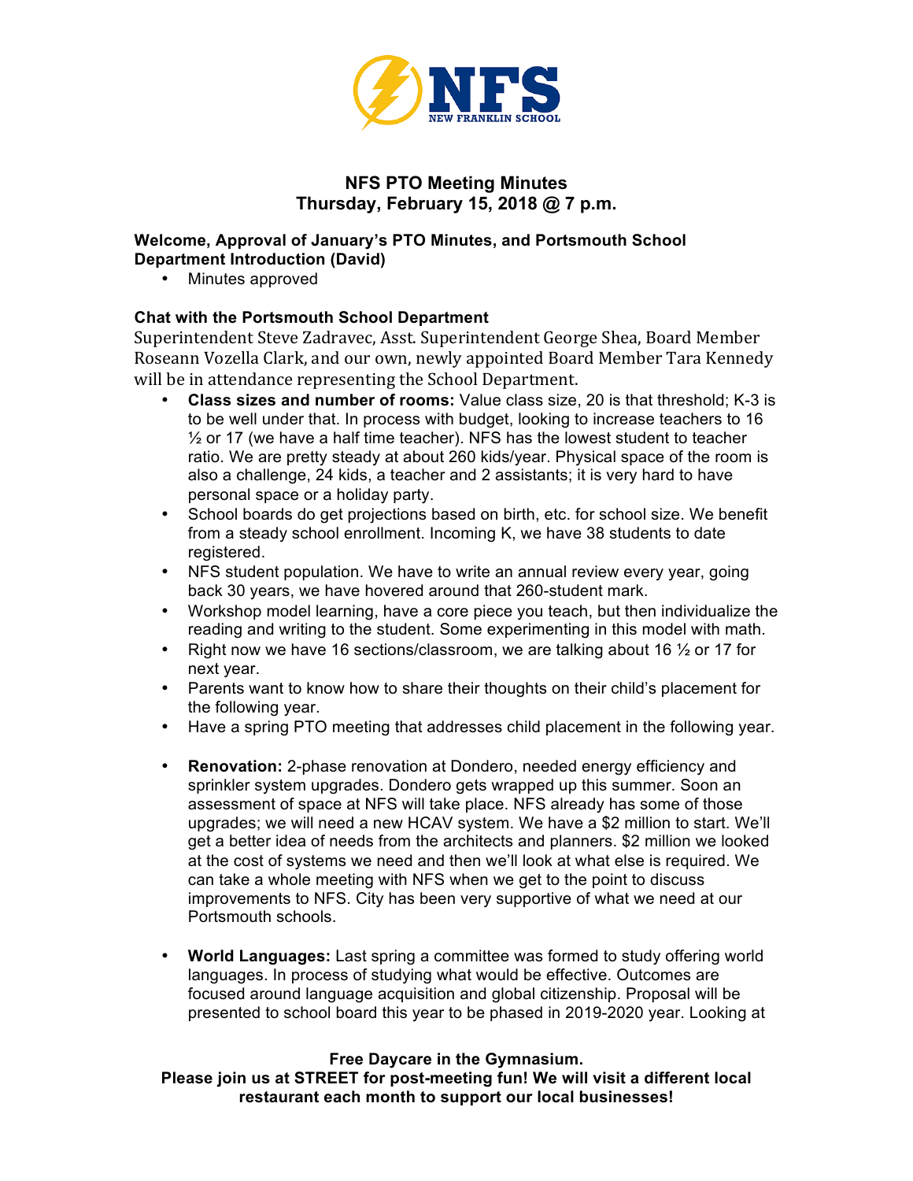# NFS PTO Meeting Minutes

**Thursday, February 15, 2018 @ 7 p.m.**

### Welcome, Approval of January's PTO Minutes, and Portsmouth School Department Introduction (David)

- Minutes approved

### Chat with the Portsmouth School Department

Superintendent Steve Zadravec, Asst. Superintendent George Shea, Board Member Roseann Vozella Clark, and our own, newly appointed Board Member Tara Kennedy will be in attendance representing the School Department.

- **Class sizes and number of rooms:** Value class size, 20 is that threshold; K-3 is to be well under that. In process with budget, looking to increase teachers to 16 ½ or 17 (we have a half time teacher). NFS has the lowest student to teacher ratio. We are pretty steady at about 260 kids/year. Physical space of the room is also a challenge, 24 kids, a teacher and 2 assistants; it is very hard to have personal space or a holiday party.
- School boards do get projections based on birth, etc. for school size. We benefit from a steady school enrollment. Incoming K, we have 38 students to date registered.
- NFS student population. We have to write an annual review every year, going back 30 years, we have hovered around that 260-student mark.
- Workshop model learning, have a core piece you teach, but then individualize the reading and writing to the student. Some experimenting in this model with math.
- Right now we have 16 sections/classroom, we are talking about 16 ½ or 17 for next year.
- Parents want to know how to share their thoughts on their child's placement for the following year.
- Have a spring PTO meeting that addresses child placement in the following year.

- **Renovation:** 2-phase renovation at Dondero, needed energy efficiency and sprinkler system upgrades. Dondero gets wrapped up this summer. Soon an assessment of space at NFS will take place. NFS already has some of those upgrades; we will need a new HCAV system. We have a $2 million to start. We'll get a better idea of needs from the architects and planners. $2 million we looked at the cost of systems we need and then we'll look at what else is required. We can take a whole meeting with NFS when we get to the point to discuss improvements to NFS. City has been very supportive of what we need at our Portsmouth schools.

- **World Languages:** Last spring a committee was formed to study offering world languages. In process of studying what would be effective. Outcomes are focused around language acquisition and global citizenship. Proposal will be presented to school board this year to be phased in 2019-2020 year. Looking at

**Free Daycare in the Gymnasium.**
**Please join us at STREET for post-meeting fun! We will visit a different local restaurant each month to support our local businesses!**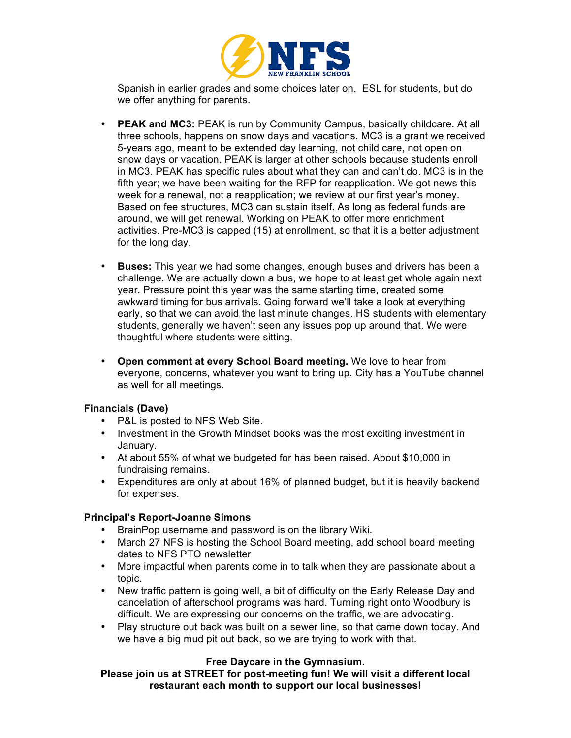Spanish in earlier grades and some choices later on. ESL for students, but do we offer anything for parents.

- **PEAK and MC3:** PEAK is run by Community Campus, basically childcare. At all three schools, happens on snow days and vacations. MC3 is a grant we received 5-years ago, meant to be extended day learning, not child care, not open on snow days or vacation. PEAK is larger at other schools because students enroll in MC3. PEAK has specific rules about what they can and can't do. MC3 is in the fifth year; we have been waiting for the RFP for reapplication. We got news this week for a renewal, not a reapplication; we review at our first year's money. Based on fee structures, MC3 can sustain itself. As long as federal funds are around, we will get renewal. Working on PEAK to offer more enrichment activities. Pre-MC3 is capped (15) at enrollment, so that it is a better adjustment for the long day.

- **Buses:** This year we had some changes, enough buses and drivers has been a challenge. We are actually down a bus, we hope to at least get whole again next year. Pressure point this year was the same starting time, created some awkward timing for bus arrivals. Going forward we'll take a look at everything early, so that we can avoid the last minute changes. HS students with elementary students, generally we haven't seen any issues pop up around that. We were thoughtful where students were sitting.

- **Open comment at every School Board meeting.** We love to hear from everyone, concerns, whatever you want to bring up. City has a YouTube channel as well for all meetings.

**Financials (Dave)**

- P&L is posted to NFS Web Site.
- Investment in the Growth Mindset books was the most exciting investment in January.
- At about 55% of what we budgeted for has been raised. About $10,000 in fundraising remains.
- Expenditures are only at about 16% of planned budget, but it is heavily backend for expenses.

**Principal's Report-Joanne Simons**

- BrainPop username and password is on the library Wiki.
- March 27 NFS is hosting the School Board meeting, add school board meeting dates to NFS PTO newsletter
- More impactful when parents come in to talk when they are passionate about a topic.
- New traffic pattern is going well, a bit of difficulty on the Early Release Day and cancelation of afterschool programs was hard. Turning right onto Woodbury is difficult. We are expressing our concerns on the traffic, we are advocating.
- Play structure out back was built on a sewer line, so that came down today. And we have a big mud pit out back, so we are trying to work with that.

**Free Daycare in the Gymnasium.**

**Please join us at STREET for post-meeting fun! We will visit a different local restaurant each month to support our local businesses!**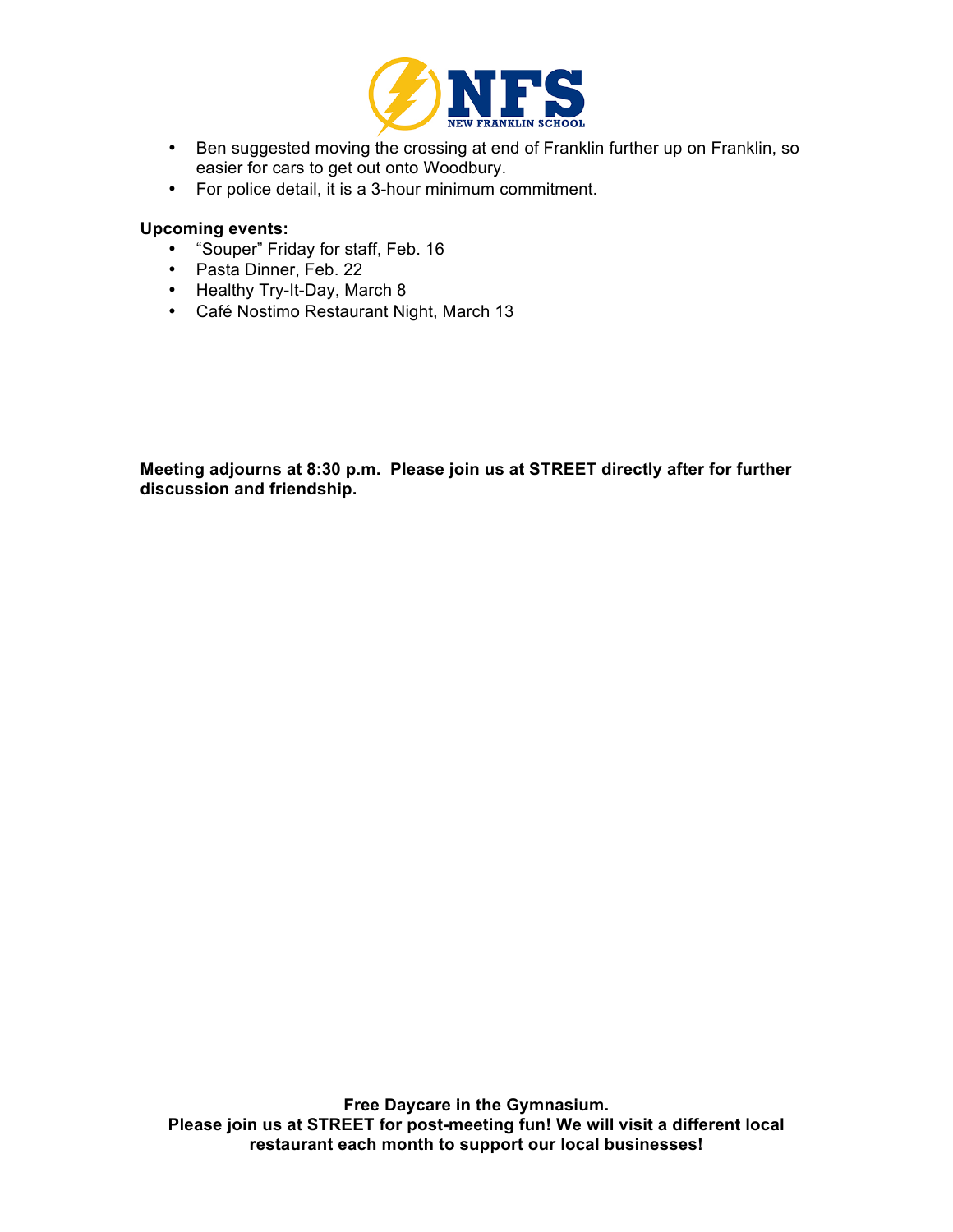- Ben suggested moving the crossing at end of Franklin further up on Franklin, so easier for cars to get out onto Woodbury.
- For police detail, it is a 3-hour minimum commitment.

**Upcoming events:**

- "Souper" Friday for staff, Feb. 16
- Pasta Dinner, Feb. 22
- Healthy Try-It-Day, March 8
- Café Nostimo Restaurant Night, March 13

**Meeting adjourns at 8:30 p.m. Please join us at STREET directly after for further discussion and friendship.**

**Free Daycare in the Gymnasium.**
**Please join us at STREET for post-meeting fun! We will visit a different local restaurant each month to support our local businesses!**